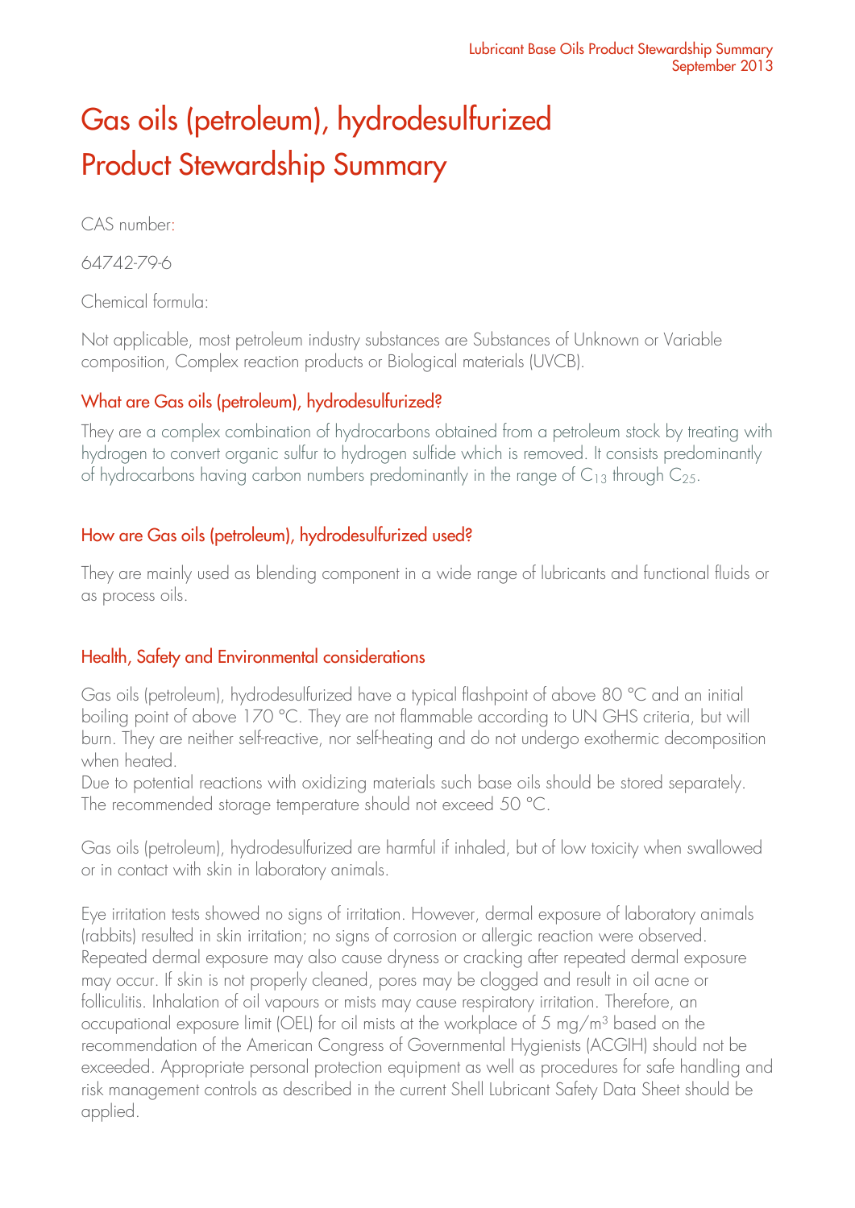# Gas oils (petroleum), hydrodesulfurized Product Stewardship Summary

CAS number:

64742-79-6

Chemical formula:

Not applicable, most petroleum industry substances are Substances of Unknown or Variable composition, Complex reaction products or Biological materials (UVCB).

## What are Gas oils (petroleum), hydrodesulfurized?

They are a complex combination of hydrocarbons obtained from a petroleum stock by treating with hydrogen to convert organic sulfur to hydrogen sulfide which is removed. It consists predominantly of hydrocarbons having carbon numbers predominantly in the range of $C_{13}$ through $C_{25}$.

## How are Gas oils (petroleum), hydrodesulfurized used?

They are mainly used as blending component in a wide range of lubricants and functional fluids or as process oils.

## Health, Safety and Environmental considerations

Gas oils (petroleum), hydrodesulfurized have a typical flashpoint of above 80 °C and an initial boiling point of above 170 °C. They are not flammable according to UN GHS criteria, but will burn. They are neither self-reactive, nor self-heating and do not undergo exothermic decomposition when heated.
Due to potential reactions with oxidizing materials such base oils should be stored separately. The recommended storage temperature should not exceed 50 °C.

Gas oils (petroleum), hydrodesulfurized are harmful if inhaled, but of low toxicity when swallowed or in contact with skin in laboratory animals.

Eye irritation tests showed no signs of irritation. However, dermal exposure of laboratory animals (rabbits) resulted in skin irritation; no signs of corrosion or allergic reaction were observed. Repeated dermal exposure may also cause dryness or cracking after repeated dermal exposure may occur. If skin is not properly cleaned, pores may be clogged and result in oil acne or folliculitis. Inhalation of oil vapours or mists may cause respiratory irritation. Therefore, an occupational exposure limit (OEL) for oil mists at the workplace of 5 $mg/m^3$ based on the recommendation of the American Congress of Governmental Hygienists (ACGIH) should not be exceeded. Appropriate personal protection equipment as well as procedures for safe handling and risk management controls as described in the current Shell Lubricant Safety Data Sheet should be applied.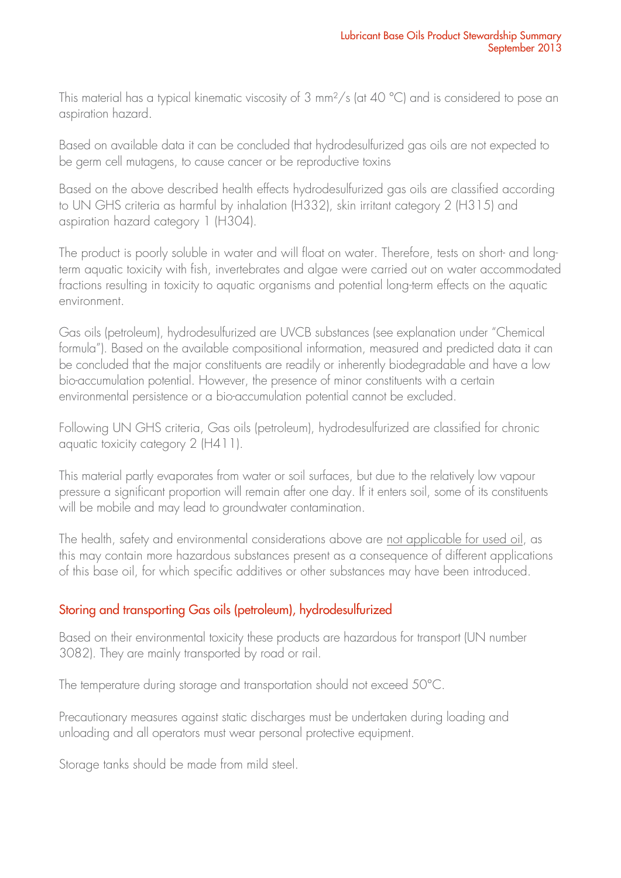This material has a typical kinematic viscosity of 3 $mm^2/s$ (at 40 °C) and is considered to pose an aspiration hazard.

Based on available data it can be concluded that hydrodesulfurized gas oils are not expected to be germ cell mutagens, to cause cancer or be reproductive toxins

Based on the above described health effects hydrodesulfurized gas oils are classified according to UN GHS criteria as harmful by inhalation (H332), skin irritant category 2 (H315) and aspiration hazard category 1 (H304).

The product is poorly soluble in water and will float on water. Therefore, tests on short- and long-term aquatic toxicity with fish, invertebrates and algae were carried out on water accommodated fractions resulting in toxicity to aquatic organisms and potential long-term effects on the aquatic environment.

Gas oils (petroleum), hydrodesulfurized are UVCB substances (see explanation under "Chemical formula"). Based on the available compositional information, measured and predicted data it can be concluded that the major constituents are readily or inherently biodegradable and have a low bio-accumulation potential. However, the presence of minor constituents with a certain environmental persistence or a bio-accumulation potential cannot be excluded.

Following UN GHS criteria, Gas oils (petroleum), hydrodesulfurized are classified for chronic aquatic toxicity category 2 (H411).

This material partly evaporates from water or soil surfaces, but due to the relatively low vapour pressure a significant proportion will remain after one day. If it enters soil, some of its constituents will be mobile and may lead to groundwater contamination.

The health, safety and environmental considerations above are <u>not applicable for used oil</u>, as this may contain more hazardous substances present as a consequence of different applications of this base oil, for which specific additives or other substances may have been introduced.

## Storing and transporting Gas oils (petroleum), hydrodesulfurized

Based on their environmental toxicity these products are hazardous for transport (UN number 3082). They are mainly transported by road or rail.

The temperature during storage and transportation should not exceed 50°C.

Precautionary measures against static discharges must be undertaken during loading and unloading and all operators must wear personal protective equipment.

Storage tanks should be made from mild steel.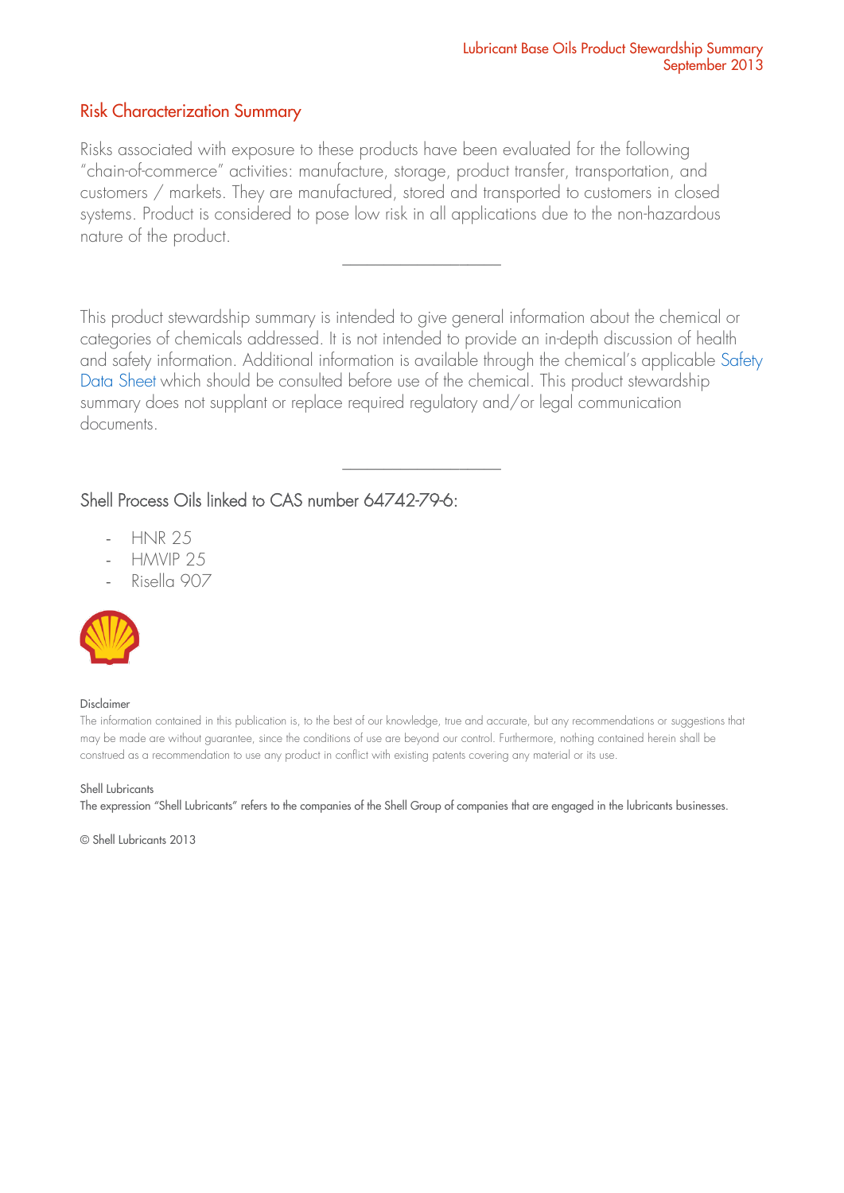## Risk Characterization Summary

Risks associated with exposure to these products have been evaluated for the following "chain-of-commerce" activities: manufacture, storage, product transfer, transportation, and customers / markets. They are manufactured, stored and transported to customers in closed systems. Product is considered to pose low risk in all applications due to the non-hazardous nature of the product.

---

This product stewardship summary is intended to give general information about the chemical or categories of chemicals addressed. It is not intended to provide an in-depth discussion of health and safety information. Additional information is available through the chemical's applicable Safety Data Sheet which should be consulted before use of the chemical. This product stewardship summary does not supplant or replace required regulatory and/or legal communication documents.

---

## Shell Process Oils linked to CAS number 64742-79-6:

- HNR 25
- HMVIP 25
- Risella 907

Disclaimer

The information contained in this publication is, to the best of our knowledge, true and accurate, but any recommendations or suggestions that may be made are without guarantee, since the conditions of use are beyond our control. Furthermore, nothing contained herein shall be construed as a recommendation to use any product in conflict with existing patents covering any material or its use.

Shell Lubricants

The expression "Shell Lubricants" refers to the companies of the Shell Group of companies that are engaged in the lubricants businesses.

© Shell Lubricants 2013